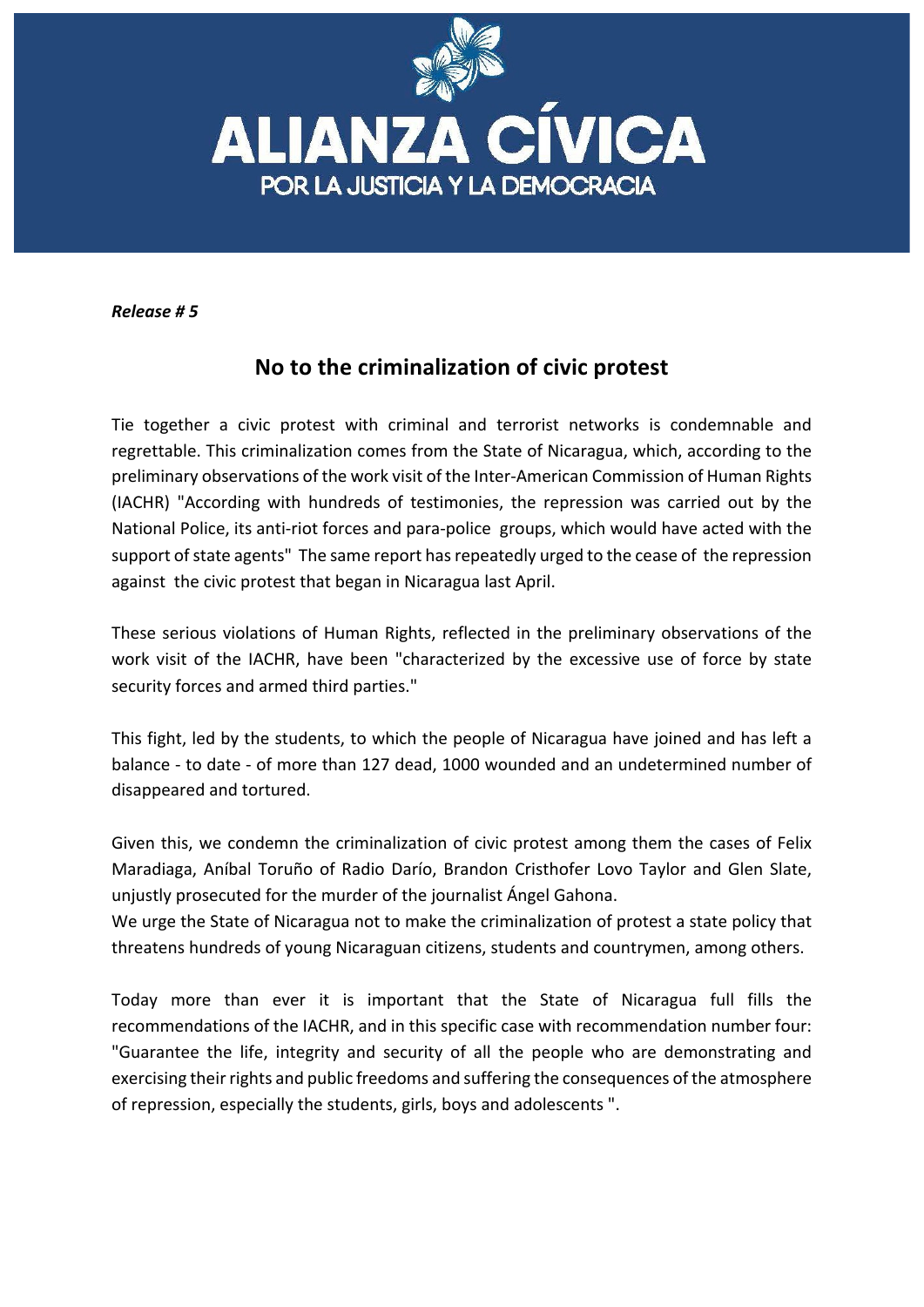# ALIANZA CÍVICA
POR LA JUSTICIA Y LA DEMOCRACIA

***Release # 5***

## No to the criminalization of civic protest

Tie together a civic protest with criminal and terrorist networks is condemnable and regrettable. This criminalization comes from the State of Nicaragua, which, according to the preliminary observations of the work visit of the Inter-American Commission of Human Rights (IACHR) "According with hundreds of testimonies, the repression was carried out by the National Police, its anti-riot forces and para-police groups, which would have acted with the support of state agents" The same report has repeatedly urged to the cease of the repression against the civic protest that began in Nicaragua last April.

These serious violations of Human Rights, reflected in the preliminary observations of the work visit of the IACHR, have been "characterized by the excessive use of force by state security forces and armed third parties."

This fight, led by the students, to which the people of Nicaragua have joined and has left a balance - to date - of more than 127 dead, 1000 wounded and an undetermined number of disappeared and tortured.

Given this, we condemn the criminalization of civic protest among them the cases of Felix Maradiaga, Aníbal Toruño of Radio Darío, Brandon Cristhofer Lovo Taylor and Glen Slate, unjustly prosecuted for the murder of the journalist Ángel Gahona.

We urge the State of Nicaragua not to make the criminalization of protest a state policy that threatens hundreds of young Nicaraguan citizens, students and countrymen, among others.

Today more than ever it is important that the State of Nicaragua full fills the recommendations of the IACHR, and in this specific case with recommendation number four: "Guarantee the life, integrity and security of all the people who are demonstrating and exercising their rights and public freedoms and suffering the consequences of the atmosphere of repression, especially the students, girls, boys and adolescents ".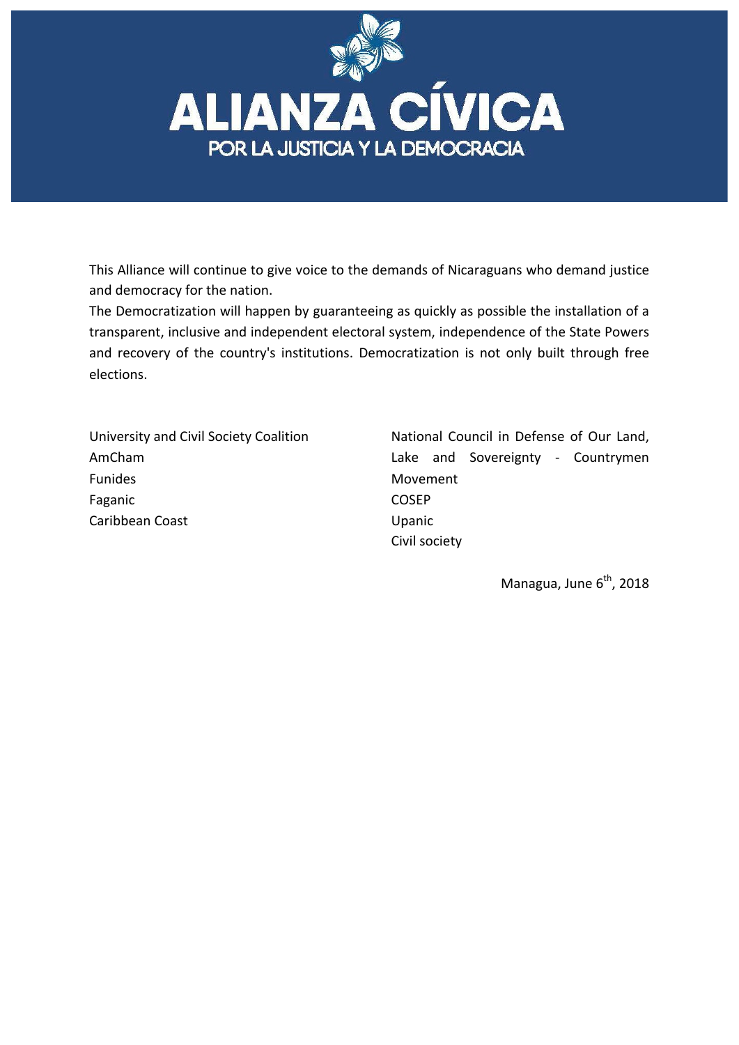# ALIANZA CÍVICA

## POR LA JUSTICIA Y LA DEMOCRACIA

This Alliance will continue to give voice to the demands of Nicaraguans who demand justice and democracy for the nation.

The Democratization will happen by guaranteeing as quickly as possible the installation of a transparent, inclusive and independent electoral system, independence of the State Powers and recovery of the country's institutions. Democratization is not only built through free elections.

University and Civil Society Coalition
AmCham
Funides
Faganic
Caribbean Coast
National Council in Defense of Our Land, Lake and Sovereignty - Countrymen Movement
COSEP
Upanic
Civil society

Managua, June 6th, 2018